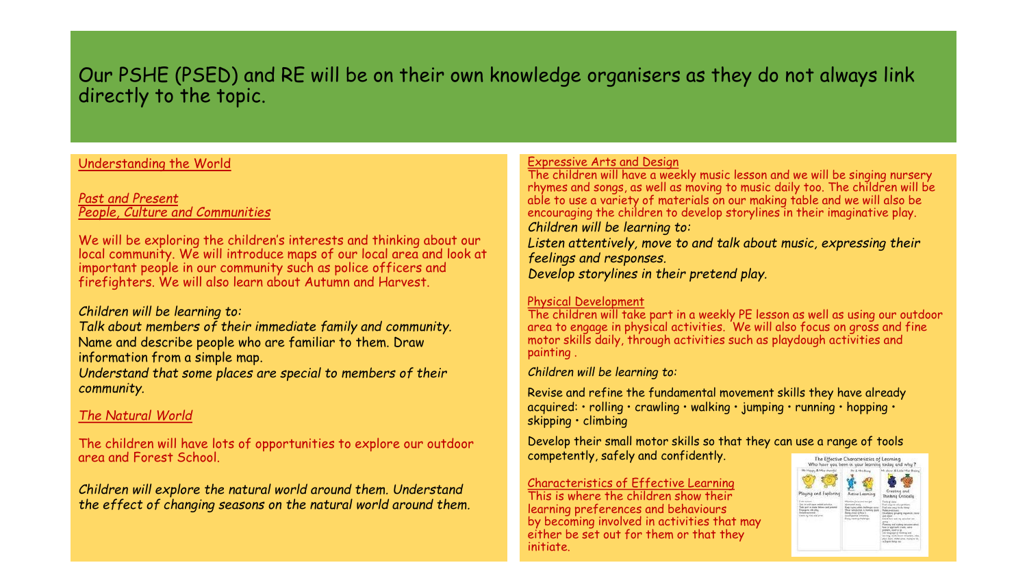# Our PSHE (PSED) and RE will be on their own knowledge organisers as they do not always link directly to the topic.

## Understanding the World

*Past and Present*
*People, Culture and Communities*

We will be exploring the children's interests and thinking about our local community. We will introduce maps of our local area and look at important people in our community such as police officers and firefighters. We will also learn about Autumn and Harvest.

*Children will be learning to:*
*Talk about members of their immediate family and community.*
Name and describe people who are familiar to them. Draw information from a simple map.
*Understand that some places are special to members of their community.*

*The Natural World*

The children will have lots of opportunities to explore our outdoor area and Forest School.

*Children will explore the natural world around them. Understand the effect of changing seasons on the natural world around them.*

## Expressive Arts and Design

The children will have a weekly music lesson and we will be singing nursery rhymes and songs, as well as moving to music daily too. The children will be able to use a variety of materials on our making table and we will also be encouraging the children to develop storylines in their imaginative play.

*Children will be learning to:*
*Listen attentively, move to and talk about music, expressing their feelings and responses.*
*Develop storylines in their pretend play.*

## Physical Development

The children will take part in a weekly PE lesson as well as using our outdoor area to engage in physical activities. We will also focus on gross and fine motor skills daily, through activities such as playdough activities and painting .

*Children will be learning to:*

Revise and refine the fundamental movement skills they have already acquired: • rolling • crawling • walking • jumping • running • hopping • skipping • climbing

Develop their small motor skills so that they can use a range of tools competently, safely and confidently.

## Characteristics of Effective Learning

This is where the children show their learning preferences and behaviours by becoming involved in activities that may either be set out for them or that they initiate.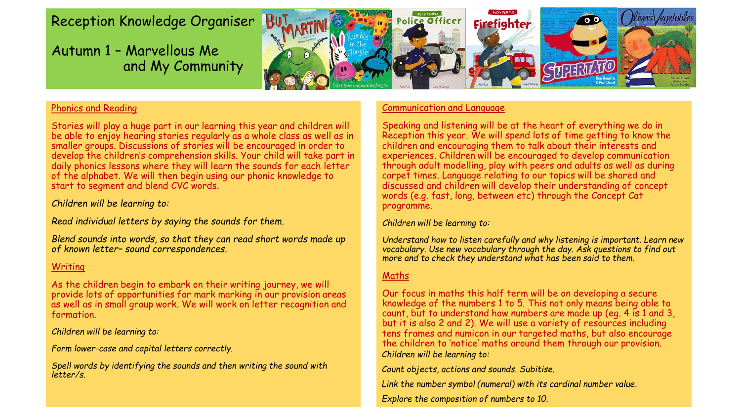# Reception Knowledge Organiser

## Autumn 1 – Marvellous Me and My Community

### Phonics and Reading

Stories will play a huge part in our learning this year and children will be able to enjoy hearing stories regularly as a whole class as well as in smaller groups. Discussions of stories will be encouraged in order to develop the children's comprehension skills. Your child will take part in daily phonics lessons where they will learn the sounds for each letter of the alphabet. We will then begin using our phonic knowledge to start to segment and blend CVC words.

*Children will be learning to:*

*Read individual letters by saying the sounds for them.*

*Blend sounds into words, so that they can read short words made up of known letter– sound correspondences.*

### Writing

As the children begin to embark on their writing journey, we will provide lots of opportunities for mark marking in our provision areas as well as in small group work. We will work on letter recognition and formation.

*Children will be learning to:*

*Form lower-case and capital letters correctly.*

*Spell words by identifying the sounds and then writing the sound with letter/s.*

### Communication and Language

Speaking and listening will be at the heart of everything we do in Reception this year. We will spend lots of time getting to know the children and encouraging them to talk about their interests and experiences. Children will be encouraged to develop communication through adult modelling, play with peers and adults as well as during carpet times. Language relating to our topics will be shared and discussed and children will develop their understanding of concept words (e.g. fast, long, between etc) through the Concept Cat programme.

*Children will be learning to:*

*Understand how to listen carefully and why listening is important. Learn new vocabulary. Use new vocabulary through the day. Ask questions to find out more and to check they understand what has been said to them.*

### Maths

Our focus in maths this half term will be on developing a secure knowledge of the numbers 1 to 5. This not only means being able to count, but to understand how numbers are made up (eg. 4 is 1 and 3, but it is also 2 and 2). We will use a variety of resources including tens frames and numicon in our targeted maths, but also encourage the children to 'notice' maths around them through our provision.

*Children will be learning to:*

*Count objects, actions and sounds. Subitise.*

*Link the number symbol (numeral) with its cardinal number value.*

*Explore the composition of numbers to 10.*